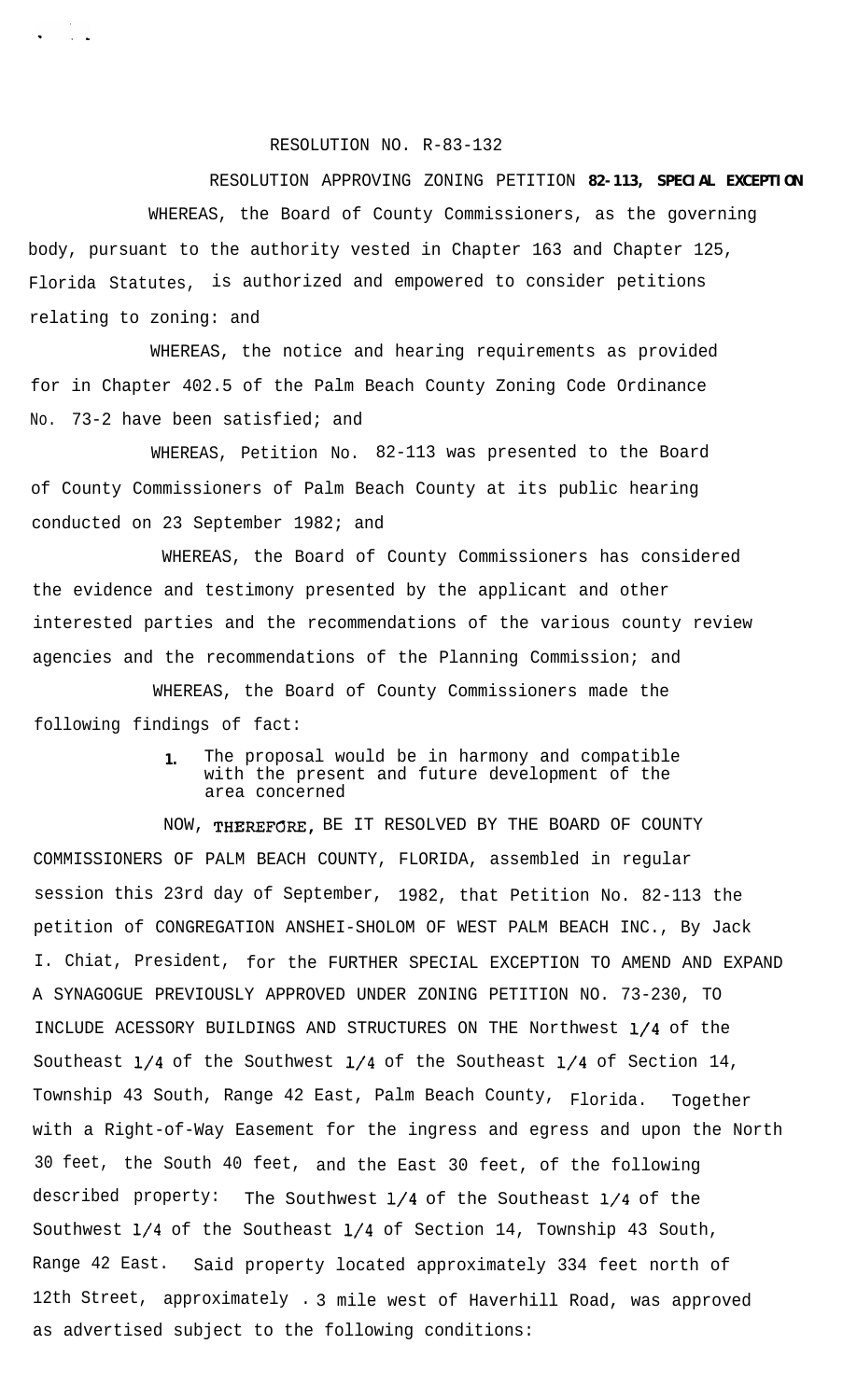RESOLUTION NO. R-83-132

RESOLUTION APPROVING ZONING PETITION **82-113, SPECIAL EXCEPTION**

WHEREAS, the Board of County Commissioners, as the governing body, pursuant to the authority vested in Chapter 163 and Chapter 125, Florida Statutes, is authorized and empowered to consider petitions relating to zoning: and

WHEREAS, the notice and hearing requirements as provided for in Chapter 402.5 of the Palm Beach County Zoning Code Ordinance No. 73-2 have been satisfied; and

WHEREAS, Petition No. 82-113 was presented to the Board of County Commissioners of Palm Beach County at its public hearing conducted on 23 September 1982; and

WHEREAS, the Board of County Commissioners has considered the evidence and testimony presented by the applicant and other interested parties and the recommendations of the various county review agencies and the recommendations of the Planning Commission; and

WHEREAS, the Board of County Commissioners made the following findings of fact:

1. The proposal would be in harmony and compatible with the present and future development of the area concerned

NOW, THEREFORE, BE IT RESOLVED BY THE BOARD OF COUNTY COMMISSIONERS OF PALM BEACH COUNTY, FLORIDA, assembled in regular session this 23rd day of September, 1982, that Petition No. 82-113 the petition of CONGREGATION ANSHEI-SHOLOM OF WEST PALM BEACH INC., By Jack I. Chiat, President, for the FURTHER SPECIAL EXCEPTION TO AMEND AND EXPAND A SYNAGOGUE PREVIOUSLY APPROVED UNDER ZONING PETITION NO. 73-230, TO INCLUDE ACESSORY BUILDINGS AND STRUCTURES ON THE Northwest 1/4 of the Southeast 1/4 of the Southwest 1/4 of the Southeast 1/4 of Section 14, Township 43 South, Range 42 East, Palm Beach County, Florida. Together with a Right-of-Way Easement for the ingress and egress and upon the North 30 feet, the South 40 feet, and the East 30 feet, of the following described property: The Southwest 1/4 of the Southeast 1/4 of the Southwest 1/4 of the Southeast 1/4 of Section 14, Township 43 South, Range 42 East. Said property located approximately 334 feet north of 12th Street, approximately .3 mile west of Haverhill Road, was approved as advertised subject to the following conditions: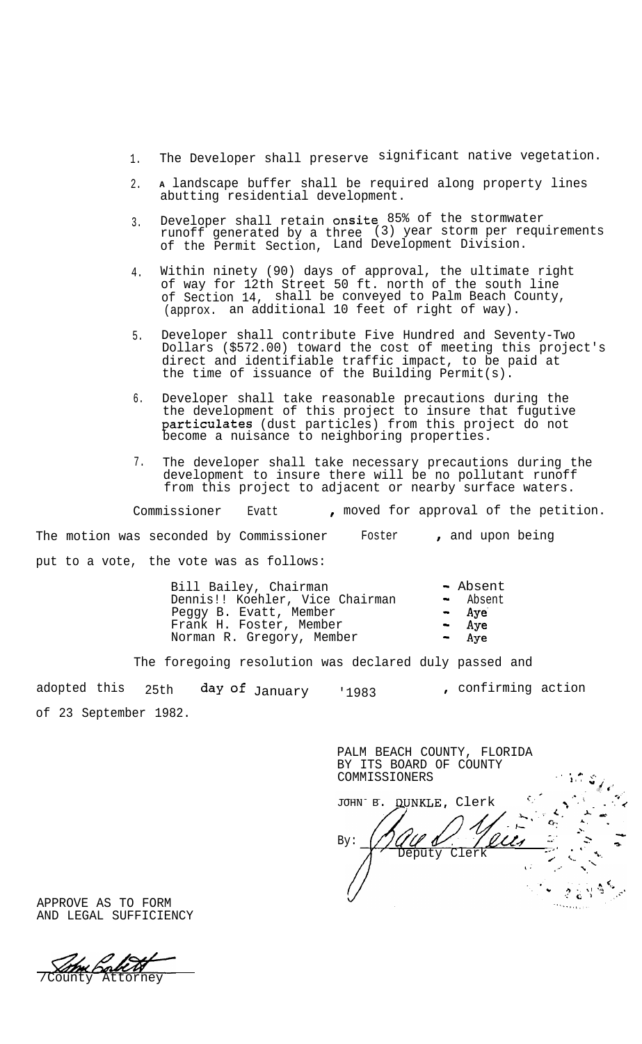1. The Developer shall preserve significant native vegetation.
2. A landscape buffer shall be required along property lines abutting residential development.
3. Developer shall retain onsite 85% of the stormwater runoff generated by a three (3) year storm per requirements of the Permit Section, Land Development Division.
4. Within ninety (90) days of approval, the ultimate right of way for 12th Street 50 ft. north of the south line of Section 14, shall be conveyed to Palm Beach County, (approx. an additional 10 feet of right of way).
5. Developer shall contribute Five Hundred and Seventy-Two Dollars ($572.00) toward the cost of meeting this project's direct and identifiable traffic impact, to be paid at the time of issuance of the Building Permit(s).
6. Developer shall take reasonable precautions during the the development of this project to insure that fugutive particulates (dust particles) from this project do not become a nuisance to neighboring properties.
7. The developer shall take necessary precautions during the development to insure there will be no pollutant runoff from this project to adjacent or nearby surface waters.

Commissioner Evatt, moved for approval of the petition.

The motion was seconded by Commissioner Foster, and upon being put to a vote, the vote was as follows:

| | |
|---|---|
| Bill Bailey, Chairman | - Absent |
| Dennis!! Koehler, Vice Chairman | - Absent |
| Peggy B. Evatt, Member | - Aye |
| Frank H. Foster, Member | - Aye |
| Norman R. Gregory, Member | - Aye |

The foregoing resolution was declared duly passed and adopted this 25th day of January '1983, confirming action of 23 September 1982.

PALM BEACH COUNTY, FLORIDA
BY ITS BOARD OF COUNTY
COMMISSIONERS

JOHN B. DUNKLE, Clerk

By: ____________
Deputy Clerk

APPROVE AS TO FORM
AND LEGAL SUFFICIENCY

____________
County Attorney